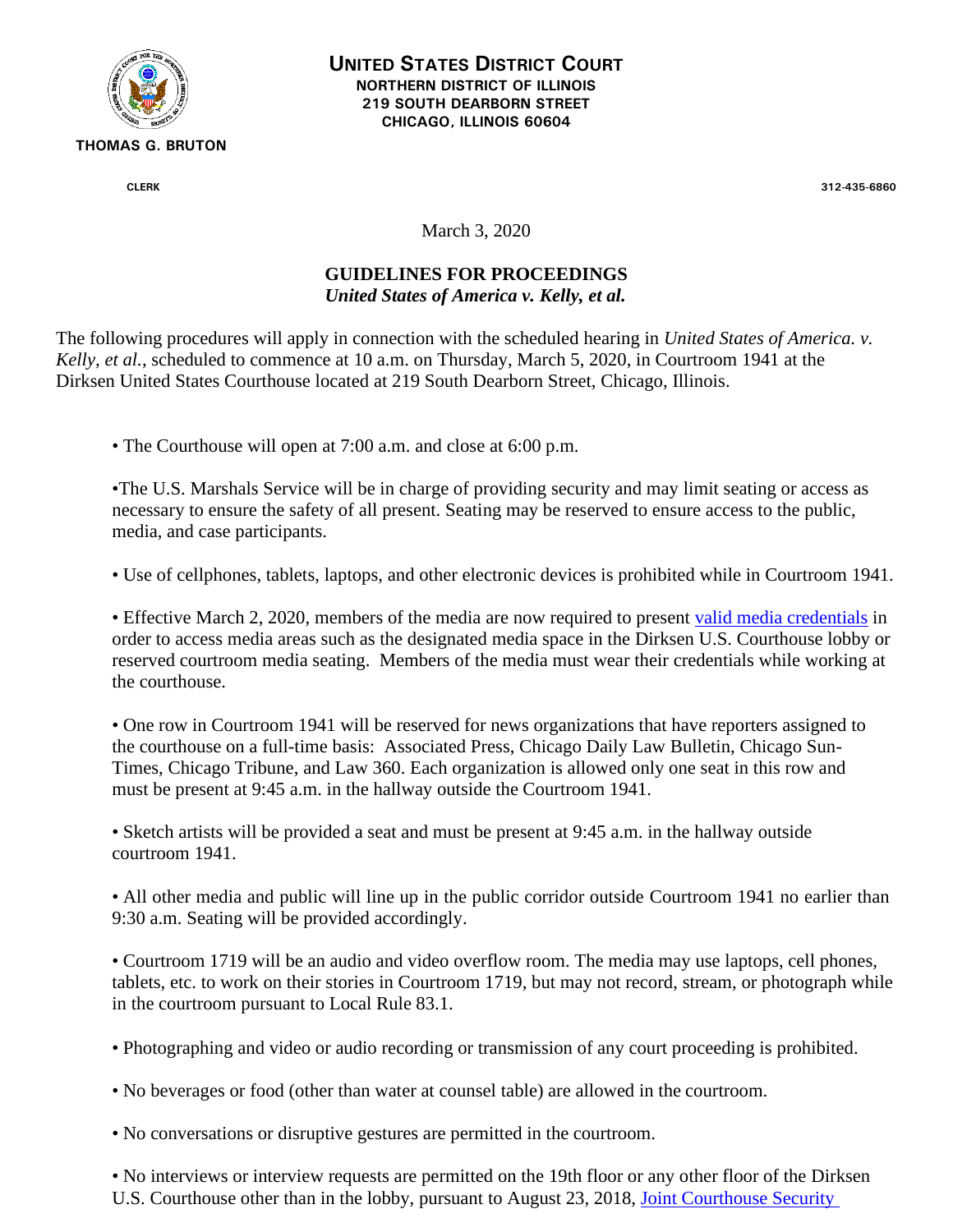**UNITED STATES DISTRICT COURT**
**NORTHERN DISTRICT OF ILLINOIS**
**219 SOUTH DEARBORN STREET**
**CHICAGO, ILLINOIS 60604**

**THOMAS G. BRUTON**

**CLERK** **312-435-6860**

March 3, 2020

# GUIDELINES FOR PROCEEDINGS

## *United States of America v. Kelly, et al.*

The following procedures will apply in connection with the scheduled hearing in *United States of America. v. Kelly, et al.,* scheduled to commence at 10 a.m. on Thursday, March 5, 2020, in Courtroom 1941 at the Dirksen United States Courthouse located at 219 South Dearborn Street, Chicago, Illinois.

- The Courthouse will open at 7:00 a.m. and close at 6:00 p.m.

- The U.S. Marshals Service will be in charge of providing security and may limit seating or access as necessary to ensure the safety of all present. Seating may be reserved to ensure access to the public, media, and case participants.

- Use of cellphones, tablets, laptops, and other electronic devices is prohibited while in Courtroom 1941.

- Effective March 2, 2020, members of the media are now required to present valid media credentials in order to access media areas such as the designated media space in the Dirksen U.S. Courthouse lobby or reserved courtroom media seating. Members of the media must wear their credentials while working at the courthouse.

- One row in Courtroom 1941 will be reserved for news organizations that have reporters assigned to the courthouse on a full-time basis: Associated Press, Chicago Daily Law Bulletin, Chicago Sun-Times, Chicago Tribune, and Law 360. Each organization is allowed only one seat in this row and must be present at 9:45 a.m. in the hallway outside the Courtroom 1941.

- Sketch artists will be provided a seat and must be present at 9:45 a.m. in the hallway outside courtroom 1941.

- All other media and public will line up in the public corridor outside Courtroom 1941 no earlier than 9:30 a.m. Seating will be provided accordingly.

- Courtroom 1719 will be an audio and video overflow room. The media may use laptops, cell phones, tablets, etc. to work on their stories in Courtroom 1719, but may not record, stream, or photograph while in the courtroom pursuant to Local Rule 83.1.

- Photographing and video or audio recording or transmission of any court proceeding is prohibited.

- No beverages or food (other than water at counsel table) are allowed in the courtroom.

- No conversations or disruptive gestures are permitted in the courtroom.

- No interviews or interview requests are permitted on the 19th floor or any other floor of the Dirksen U.S. Courthouse other than in the lobby, pursuant to August 23, 2018, Joint Courthouse Security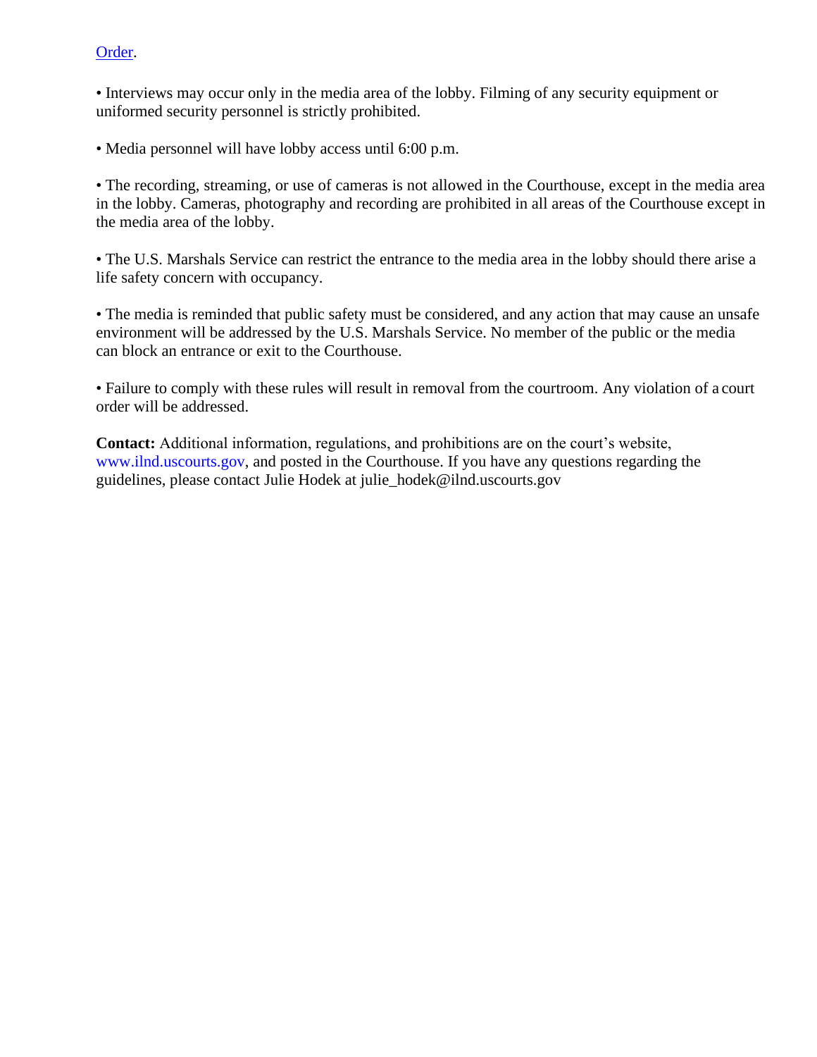Order.

• Interviews may occur only in the media area of the lobby. Filming of any security equipment or uniformed security personnel is strictly prohibited.

• Media personnel will have lobby access until 6:00 p.m.

• The recording, streaming, or use of cameras is not allowed in the Courthouse, except in the media area in the lobby. Cameras, photography and recording are prohibited in all areas of the Courthouse except in the media area of the lobby.

• The U.S. Marshals Service can restrict the entrance to the media area in the lobby should there arise a life safety concern with occupancy.

• The media is reminded that public safety must be considered, and any action that may cause an unsafe environment will be addressed by the U.S. Marshals Service. No member of the public or the media can block an entrance or exit to the Courthouse.

• Failure to comply with these rules will result in removal from the courtroom. Any violation of a court order will be addressed.

**Contact:** Additional information, regulations, and prohibitions are on the court's website, www.ilnd.uscourts.gov, and posted in the Courthouse. If you have any questions regarding the guidelines, please contact Julie Hodek at julie_hodek@ilnd.uscourts.gov